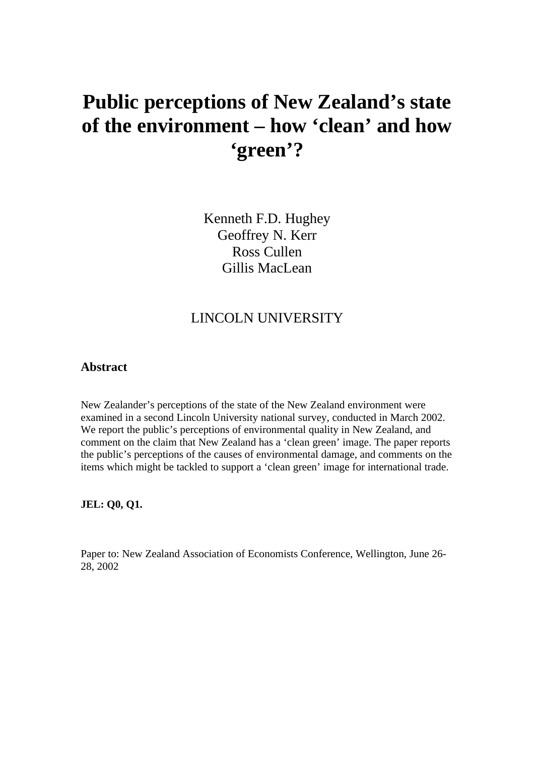# Public perceptions of New Zealand's state of the environment – how 'clean' and how 'green'?

Kenneth F.D. Hughey
Geoffrey N. Kerr
Ross Cullen
Gillis MacLean

LINCOLN UNIVERSITY

## Abstract

New Zealander's perceptions of the state of the New Zealand environment were examined in a second Lincoln University national survey, conducted in March 2002. We report the public's perceptions of environmental quality in New Zealand, and comment on the claim that New Zealand has a 'clean green' image. The paper reports the public's perceptions of the causes of environmental damage, and comments on the items which might be tackled to support a 'clean green' image for international trade.

**JEL: Q0, Q1.**

Paper to: New Zealand Association of Economists Conference, Wellington, June 26-28, 2002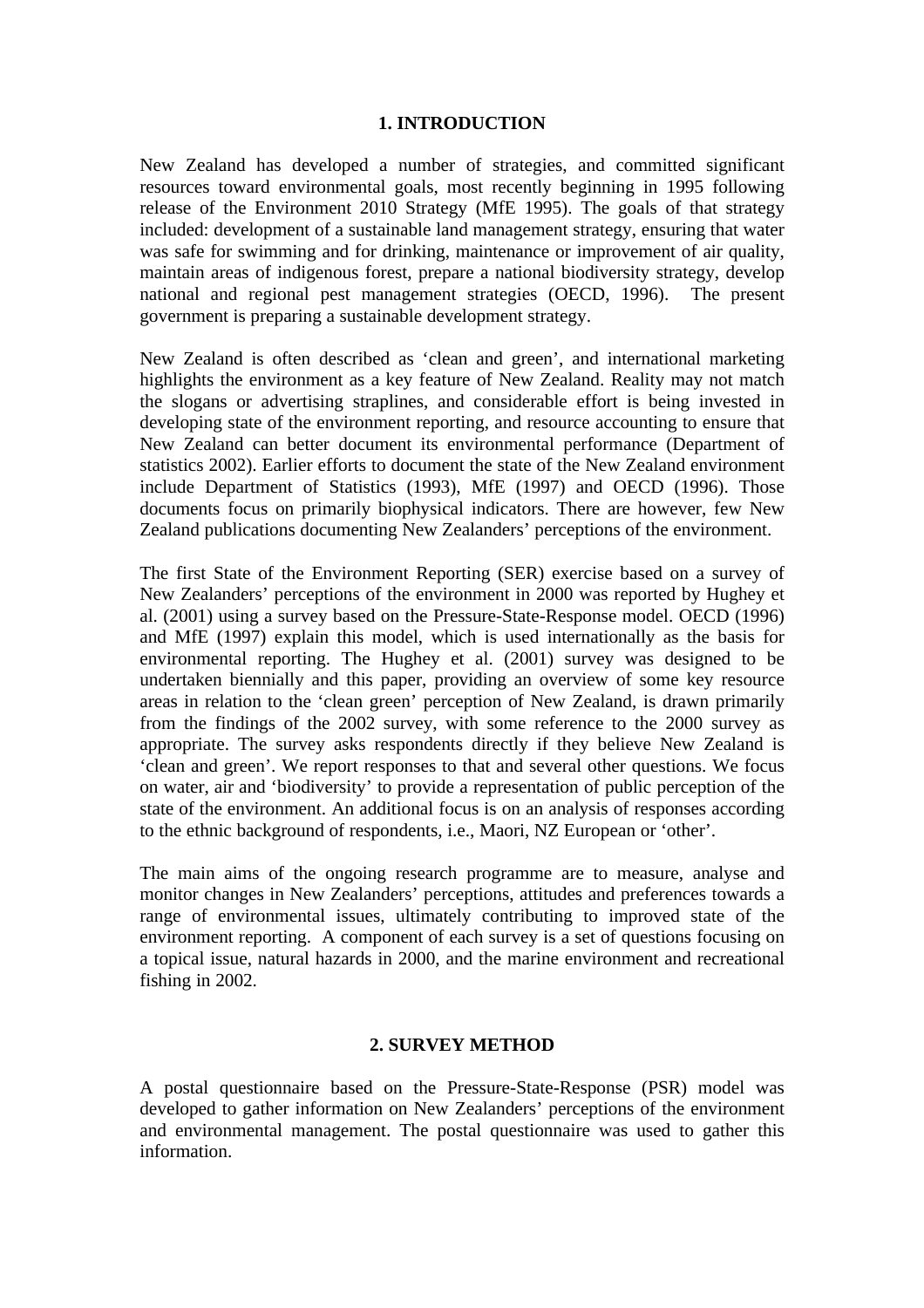## 1. INTRODUCTION

New Zealand has developed a number of strategies, and committed significant resources toward environmental goals, most recently beginning in 1995 following release of the Environment 2010 Strategy (MfE 1995). The goals of that strategy included: development of a sustainable land management strategy, ensuring that water was safe for swimming and for drinking, maintenance or improvement of air quality, maintain areas of indigenous forest, prepare a national biodiversity strategy, develop national and regional pest management strategies (OECD, 1996). The present government is preparing a sustainable development strategy.

New Zealand is often described as 'clean and green', and international marketing highlights the environment as a key feature of New Zealand. Reality may not match the slogans or advertising straplines, and considerable effort is being invested in developing state of the environment reporting, and resource accounting to ensure that New Zealand can better document its environmental performance (Department of statistics 2002). Earlier efforts to document the state of the New Zealand environment include Department of Statistics (1993), MfE (1997) and OECD (1996). Those documents focus on primarily biophysical indicators. There are however, few New Zealand publications documenting New Zealanders' perceptions of the environment.

The first State of the Environment Reporting (SER) exercise based on a survey of New Zealanders' perceptions of the environment in 2000 was reported by Hughey et al. (2001) using a survey based on the Pressure-State-Response model. OECD (1996) and MfE (1997) explain this model, which is used internationally as the basis for environmental reporting. The Hughey et al. (2001) survey was designed to be undertaken biennially and this paper, providing an overview of some key resource areas in relation to the 'clean green' perception of New Zealand, is drawn primarily from the findings of the 2002 survey, with some reference to the 2000 survey as appropriate. The survey asks respondents directly if they believe New Zealand is 'clean and green'. We report responses to that and several other questions. We focus on water, air and 'biodiversity' to provide a representation of public perception of the state of the environment. An additional focus is on an analysis of responses according to the ethnic background of respondents, i.e., Maori, NZ European or 'other'.

The main aims of the ongoing research programme are to measure, analyse and monitor changes in New Zealanders' perceptions, attitudes and preferences towards a range of environmental issues, ultimately contributing to improved state of the environment reporting. A component of each survey is a set of questions focusing on a topical issue, natural hazards in 2000, and the marine environment and recreational fishing in 2002.

## 2. SURVEY METHOD

A postal questionnaire based on the Pressure-State-Response (PSR) model was developed to gather information on New Zealanders' perceptions of the environment and environmental management. The postal questionnaire was used to gather this information.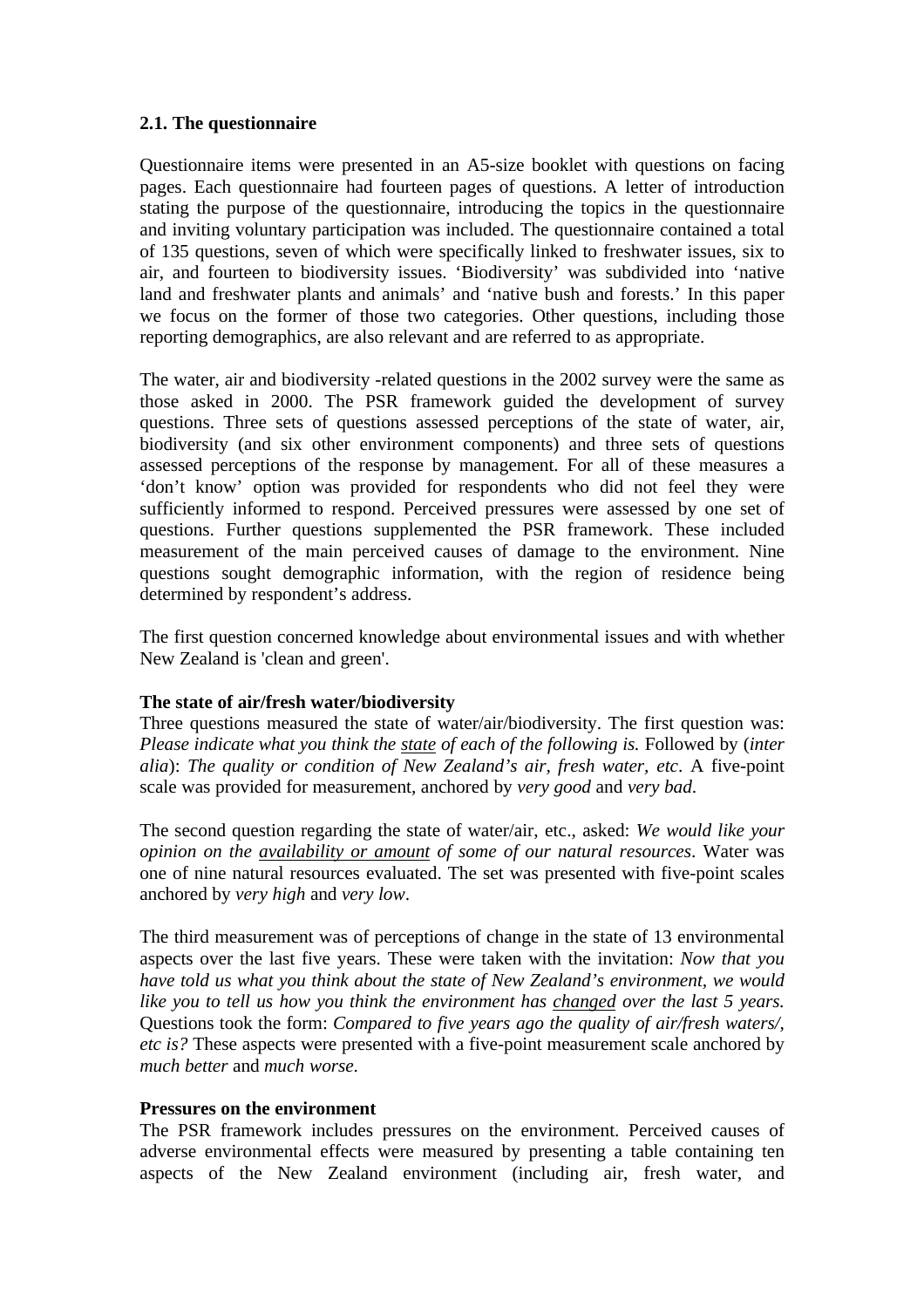### 2.1. The questionnaire

Questionnaire items were presented in an A5-size booklet with questions on facing pages. Each questionnaire had fourteen pages of questions. A letter of introduction stating the purpose of the questionnaire, introducing the topics in the questionnaire and inviting voluntary participation was included. The questionnaire contained a total of 135 questions, seven of which were specifically linked to freshwater issues, six to air, and fourteen to biodiversity issues. 'Biodiversity' was subdivided into 'native land and freshwater plants and animals' and 'native bush and forests.' In this paper we focus on the former of those two categories. Other questions, including those reporting demographics, are also relevant and are referred to as appropriate.

The water, air and biodiversity -related questions in the 2002 survey were the same as those asked in 2000. The PSR framework guided the development of survey questions. Three sets of questions assessed perceptions of the state of water, air, biodiversity (and six other environment components) and three sets of questions assessed perceptions of the response by management. For all of these measures a 'don't know' option was provided for respondents who did not feel they were sufficiently informed to respond. Perceived pressures were assessed by one set of questions. Further questions supplemented the PSR framework. These included measurement of the main perceived causes of damage to the environment. Nine questions sought demographic information, with the region of residence being determined by respondent's address.

The first question concerned knowledge about environmental issues and with whether New Zealand is 'clean and green'.

**The state of air/fresh water/biodiversity**

Three questions measured the state of water/air/biodiversity. The first question was: *Please indicate what you think the <u>state</u> of each of the following is.* Followed by (*inter alia*): *The quality or condition of New Zealand's air, fresh water, etc*. A five-point scale was provided for measurement, anchored by *very good* and *very bad*.

The second question regarding the state of water/air, etc., asked: *We would like your opinion on the <u>availability or amount</u> of some of our natural resources*. Water was one of nine natural resources evaluated. The set was presented with five-point scales anchored by *very high* and *very low*.

The third measurement was of perceptions of change in the state of 13 environmental aspects over the last five years. These were taken with the invitation: *Now that you have told us what you think about the state of New Zealand's environment, we would like you to tell us how you think the environment has <u>changed</u> over the last 5 years.* Questions took the form: *Compared to five years ago the quality of air/fresh waters/, etc is?* These aspects were presented with a five-point measurement scale anchored by *much better* and *much worse*.

**Pressures on the environment**

The PSR framework includes pressures on the environment. Perceived causes of adverse environmental effects were measured by presenting a table containing ten aspects of the New Zealand environment (including air, fresh water, and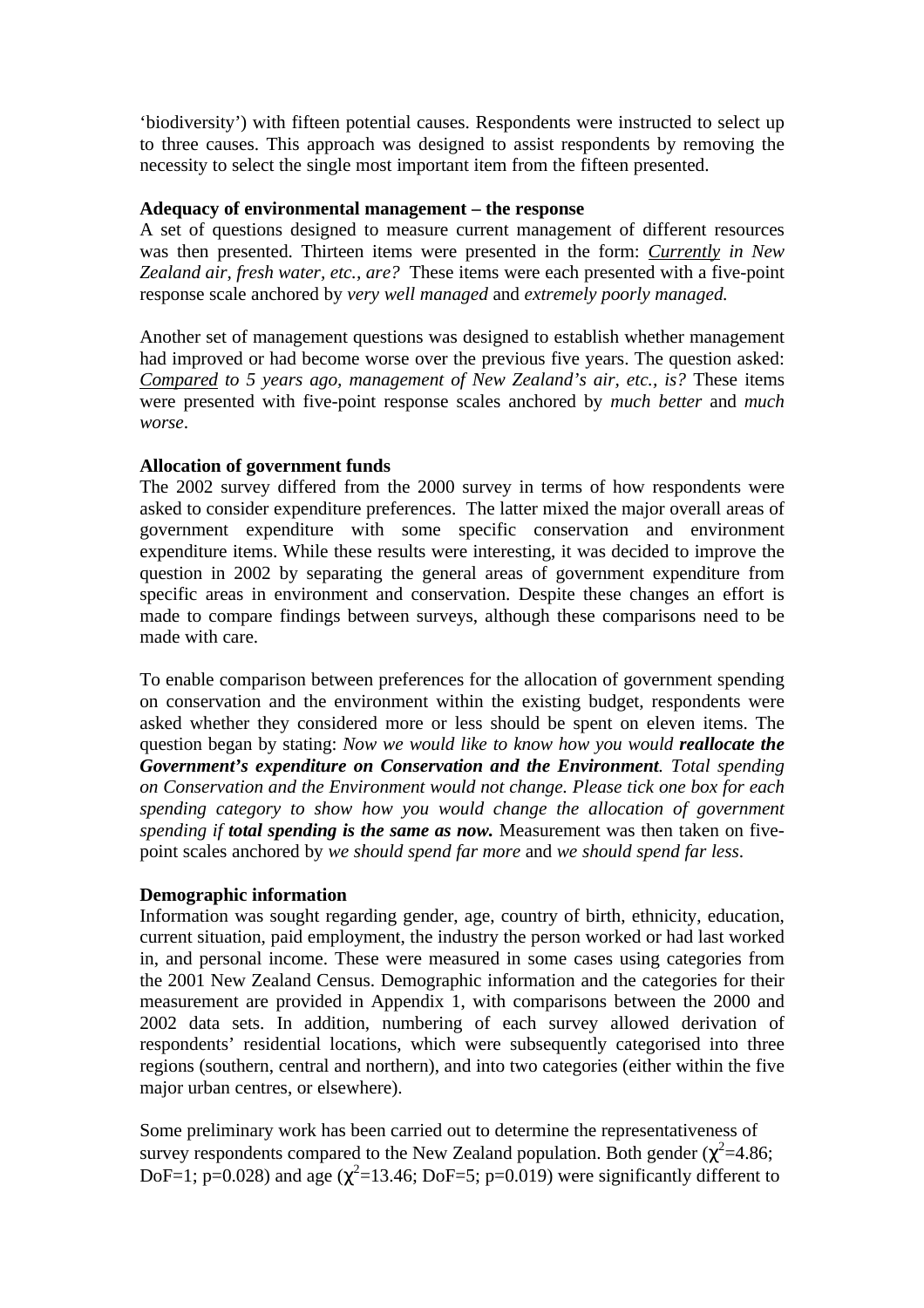'biodiversity') with fifteen potential causes. Respondents were instructed to select up to three causes. This approach was designed to assist respondents by removing the necessity to select the single most important item from the fifteen presented.

**Adequacy of environmental management – the response**

A set of questions designed to measure current management of different resources was then presented. Thirteen items were presented in the form: *Currently in New Zealand air, fresh water, etc., are?* These items were each presented with a five-point response scale anchored by *very well managed* and *extremely poorly managed.*

Another set of management questions was designed to establish whether management had improved or had become worse over the previous five years. The question asked: *Compared to 5 years ago, management of New Zealand's air, etc., is?* These items were presented with five-point response scales anchored by *much better* and *much worse*.

**Allocation of government funds**

The 2002 survey differed from the 2000 survey in terms of how respondents were asked to consider expenditure preferences. The latter mixed the major overall areas of government expenditure with some specific conservation and environment expenditure items. While these results were interesting, it was decided to improve the question in 2002 by separating the general areas of government expenditure from specific areas in environment and conservation. Despite these changes an effort is made to compare findings between surveys, although these comparisons need to be made with care.

To enable comparison between preferences for the allocation of government spending on conservation and the environment within the existing budget, respondents were asked whether they considered more or less should be spent on eleven items. The question began by stating: *Now we would like to know how you would* ***reallocate the Government's expenditure on Conservation and the Environment****. Total spending on Conservation and the Environment would not change. Please tick one box for each spending category to show how you would change the allocation of government spending if* ***total spending is the same as now.*** Measurement was then taken on five-point scales anchored by *we should spend far more* and *we should spend far less*.

**Demographic information**

Information was sought regarding gender, age, country of birth, ethnicity, education, current situation, paid employment, the industry the person worked or had last worked in, and personal income. These were measured in some cases using categories from the 2001 New Zealand Census. Demographic information and the categories for their measurement are provided in Appendix 1, with comparisons between the 2000 and 2002 data sets. In addition, numbering of each survey allowed derivation of respondents' residential locations, which were subsequently categorised into three regions (southern, central and northern), and into two categories (either within the five major urban centres, or elsewhere).

Some preliminary work has been carried out to determine the representativeness of survey respondents compared to the New Zealand population. Both gender ($\chi^2$=4.86; DoF=1; p=0.028) and age ($\chi^2$=13.46; DoF=5; p=0.019) were significantly different to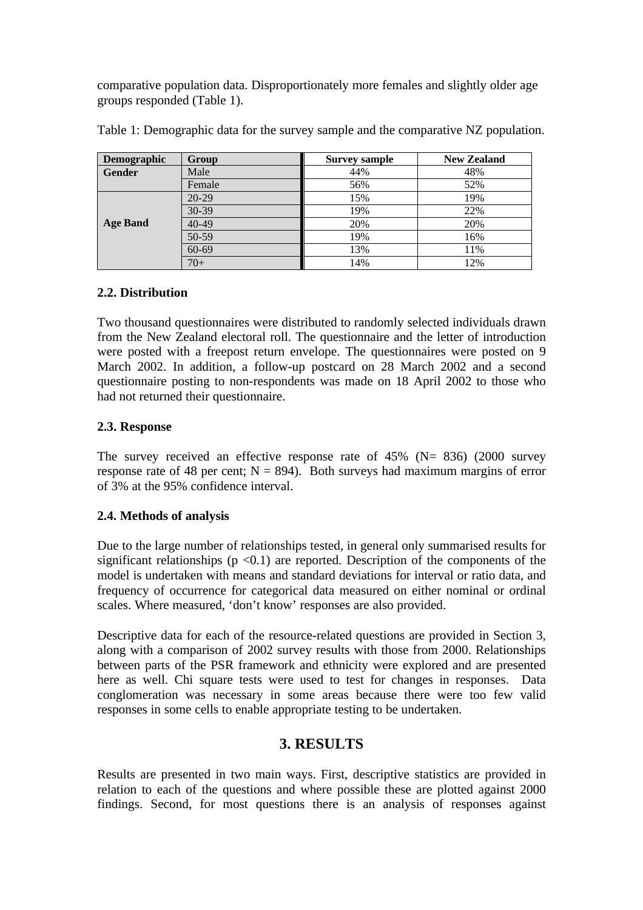comparative population data. Disproportionately more females and slightly older age groups responded (Table 1).

Table 1: Demographic data for the survey sample and the comparative NZ population.

| Demographic | Group | Survey sample | New Zealand |
|---|---|---|---|
| **Gender** | Male | 44% | 48% |
| | Female | 56% | 52% |
| **Age Band** | 20-29 | 15% | 19% |
| | 30-39 | 19% | 22% |
| | 40-49 | 20% | 20% |
| | 50-59 | 19% | 16% |
| | 60-69 | 13% | 11% |
| | 70+ | 14% | 12% |

### 2.2. Distribution

Two thousand questionnaires were distributed to randomly selected individuals drawn from the New Zealand electoral roll. The questionnaire and the letter of introduction were posted with a freepost return envelope. The questionnaires were posted on 9 March 2002. In addition, a follow-up postcard on 28 March 2002 and a second questionnaire posting to non-respondents was made on 18 April 2002 to those who had not returned their questionnaire.

### 2.3. Response

The survey received an effective response rate of 45% (N= 836) (2000 survey response rate of 48 per cent; N = 894). Both surveys had maximum margins of error of 3% at the 95% confidence interval.

### 2.4. Methods of analysis

Due to the large number of relationships tested, in general only summarised results for significant relationships ($p < 0.1$) are reported. Description of the components of the model is undertaken with means and standard deviations for interval or ratio data, and frequency of occurrence for categorical data measured on either nominal or ordinal scales. Where measured, 'don't know' responses are also provided.

Descriptive data for each of the resource-related questions are provided in Section 3, along with a comparison of 2002 survey results with those from 2000. Relationships between parts of the PSR framework and ethnicity were explored and are presented here as well. Chi square tests were used to test for changes in responses. Data conglomeration was necessary in some areas because there were too few valid responses in some cells to enable appropriate testing to be undertaken.

## 3. RESULTS

Results are presented in two main ways. First, descriptive statistics are provided in relation to each of the questions and where possible these are plotted against 2000 findings. Second, for most questions there is an analysis of responses against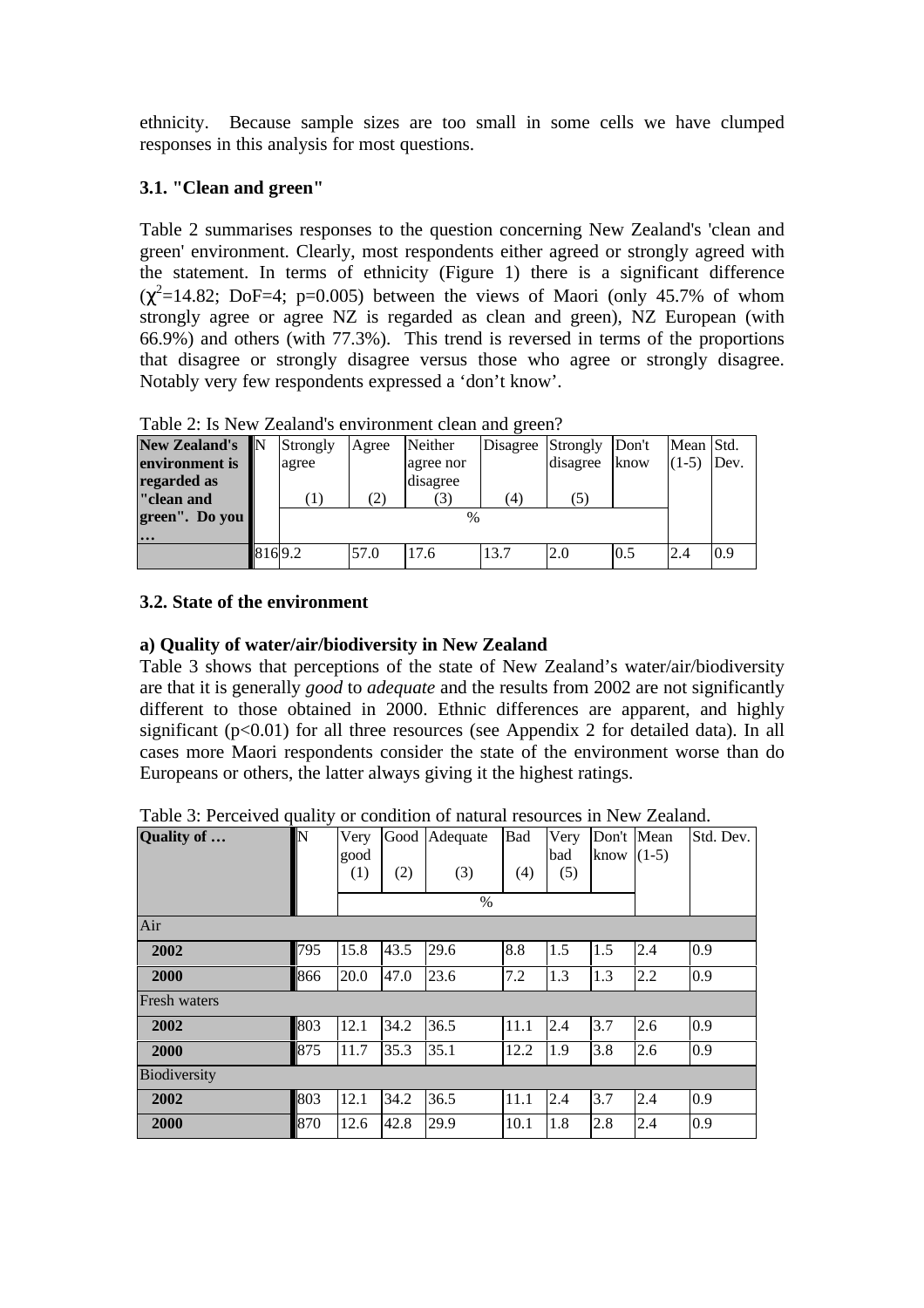ethnicity. Because sample sizes are too small in some cells we have clumped responses in this analysis for most questions.

### 3.1. "Clean and green"

Table 2 summarises responses to the question concerning New Zealand's 'clean and green' environment. Clearly, most respondents either agreed or strongly agreed with the statement. In terms of ethnicity (Figure 1) there is a significant difference ($\chi^2$=14.82; DoF=4; p=0.005) between the views of Maori (only 45.7% of whom strongly agree or agree NZ is regarded as clean and green), NZ European (with 66.9%) and others (with 77.3%). This trend is reversed in terms of the proportions that disagree or strongly disagree versus those who agree or strongly disagree. Notably very few respondents expressed a 'don't know'.

Table 2: Is New Zealand's environment clean and green?

| **New Zealand's environment is regarded as "clean and green". Do you …** | N | Strongly agree (1) | Agree (2) | Neither agree nor disagree (3) | Disagree (4) | Strongly disagree (5) | Don't know | Mean (1-5) | Std. Dev. |
|---|---|---|---|---|---|---|---|---|---|
| | | % | | | | | | | |
| | 816 | 9.2 | 57.0 | 17.6 | 13.7 | 2.0 | 0.5 | 2.4 | 0.9 |

### 3.2. State of the environment

**a) Quality of water/air/biodiversity in New Zealand**

Table 3 shows that perceptions of the state of New Zealand's water/air/biodiversity are that it is generally *good* to *adequate* and the results from 2002 are not significantly different to those obtained in 2000. Ethnic differences are apparent, and highly significant (p<0.01) for all three resources (see Appendix 2 for detailed data). In all cases more Maori respondents consider the state of the environment worse than do Europeans or others, the latter always giving it the highest ratings.

Table 3: Perceived quality or condition of natural resources in New Zealand.

| **Quality of …** | N | Very good (1) | Good (2) | Adequate (3) | Bad (4) | Very bad (5) | Don't know | Mean (1-5) | Std. Dev. |
|---|---|---|---|---|---|---|---|---|---|
| | | % | | | | | | | |
| Air | | | | | | | | | |
| **2002** | 795 | 15.8 | 43.5 | 29.6 | 8.8 | 1.5 | 1.5 | 2.4 | 0.9 |
| **2000** | 866 | 20.0 | 47.0 | 23.6 | 7.2 | 1.3 | 1.3 | 2.2 | 0.9 |
| Fresh waters | | | | | | | | | |
| **2002** | 803 | 12.1 | 34.2 | 36.5 | 11.1 | 2.4 | 3.7 | 2.6 | 0.9 |
| **2000** | 875 | 11.7 | 35.3 | 35.1 | 12.2 | 1.9 | 3.8 | 2.6 | 0.9 |
| Biodiversity | | | | | | | | | |
| **2002** | 803 | 12.1 | 34.2 | 36.5 | 11.1 | 2.4 | 3.7 | 2.4 | 0.9 |
| **2000** | 870 | 12.6 | 42.8 | 29.9 | 10.1 | 1.8 | 2.8 | 2.4 | 0.9 |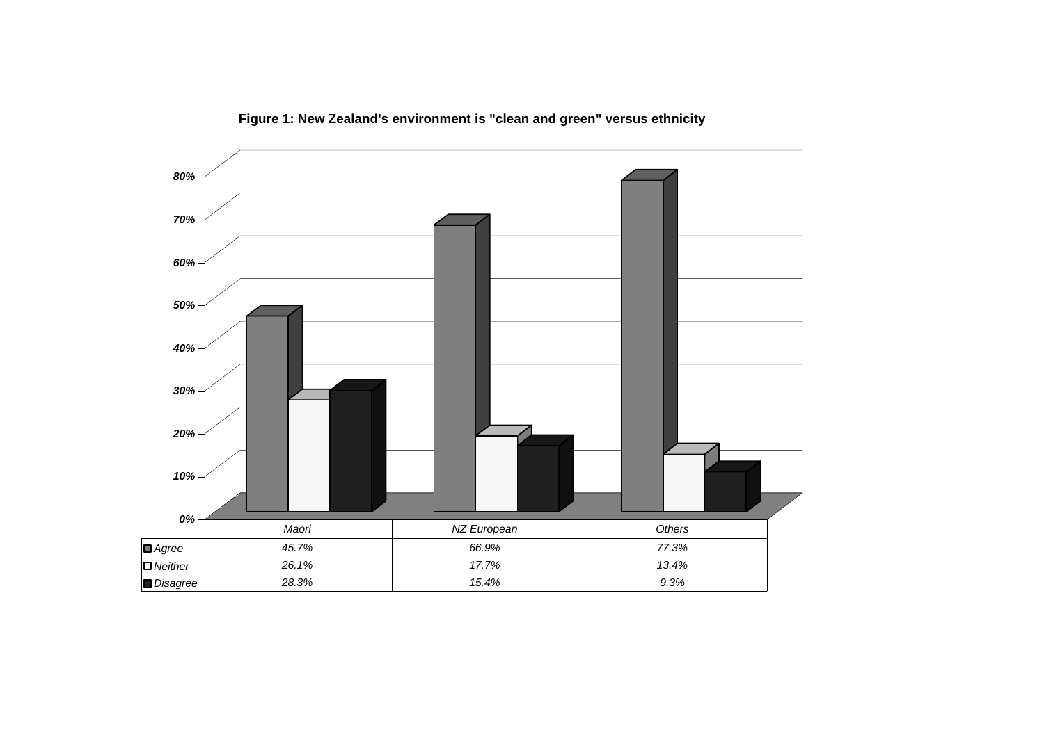**Figure 1: New Zealand's environment is "clean and green" versus ethnicity**

| | Maori | NZ European | Others |
|---|---|---|---|
| Agree | 45.7% | 66.9% | 77.3% |
| Neither | 26.1% | 17.7% | 13.4% |
| Disagree | 28.3% | 15.4% | 9.3% |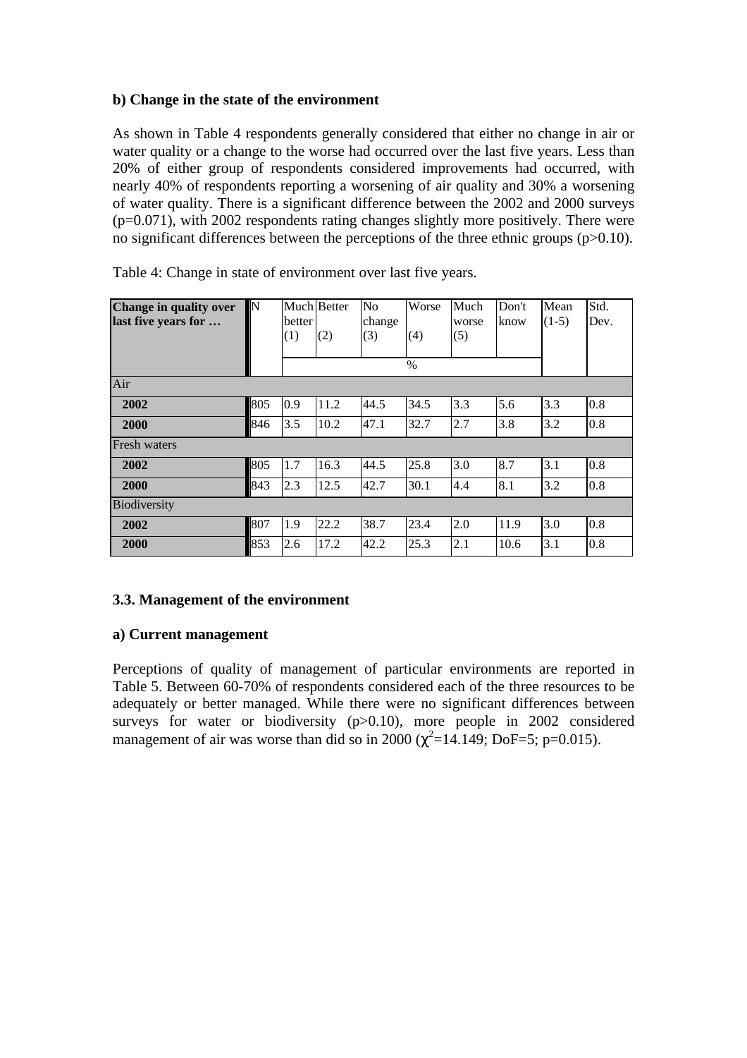**b) Change in the state of the environment**

As shown in Table 4 respondents generally considered that either no change in air or water quality or a change to the worse had occurred over the last five years. Less than 20% of either group of respondents considered improvements had occurred, with nearly 40% of respondents reporting a worsening of air quality and 30% a worsening of water quality. There is a significant difference between the 2002 and 2000 surveys ($p=0.071$), with 2002 respondents rating changes slightly more positively. There were no significant differences between the perceptions of the three ethnic groups ($p>0.10$).

Table 4: Change in state of environment over last five years.

| Change in quality over last five years for … | N | Much better (1) | Better (2) | No change (3) | Worse (4) | Much worse (5) | Don't know | Mean (1-5) | Std. Dev. |
|---|---|---|---|---|---|---|---|---|---|
| | | % | | | | | | | |
| Air | | | | | | | | | |
| **2002** | 805 | 0.9 | 11.2 | 44.5 | 34.5 | 3.3 | 5.6 | 3.3 | 0.8 |
| **2000** | 846 | 3.5 | 10.2 | 47.1 | 32.7 | 2.7 | 3.8 | 3.2 | 0.8 |
| Fresh waters | | | | | | | | | |
| **2002** | 805 | 1.7 | 16.3 | 44.5 | 25.8 | 3.0 | 8.7 | 3.1 | 0.8 |
| **2000** | 843 | 2.3 | 12.5 | 42.7 | 30.1 | 4.4 | 8.1 | 3.2 | 0.8 |
| Biodiversity | | | | | | | | | |
| **2002** | 807 | 1.9 | 22.2 | 38.7 | 23.4 | 2.0 | 11.9 | 3.0 | 0.8 |
| **2000** | 853 | 2.6 | 17.2 | 42.2 | 25.3 | 2.1 | 10.6 | 3.1 | 0.8 |

## 3.3. Management of the environment

**a) Current management**

Perceptions of quality of management of particular environments are reported in Table 5. Between 60-70% of respondents considered each of the three resources to be adequately or better managed. While there were no significant differences between surveys for water or biodiversity ($p>0.10$), more people in 2002 considered management of air was worse than did so in 2000 ($\chi^2=14.149$; DoF=5; $p=0.015$).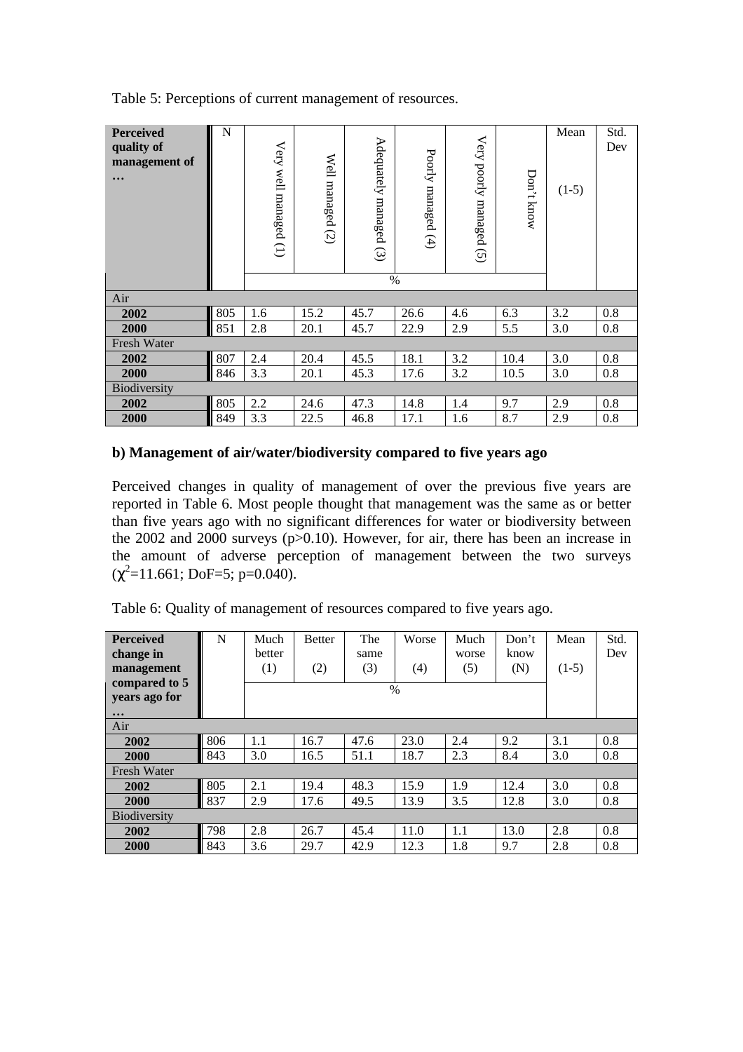Table 5: Perceptions of current management of resources.

| Perceived quality of management of … | N | Very well managed (1) | Well managed (2) | Adequately managed (3) | Poorly managed (4) | Very poorly managed (5) | Don't know | Mean (1-5) | Std. Dev |
|---|---|---|---|---|---|---|---|---|---|
| | | % | | | | | | | |
| Air | | | | | | | | | |
| **2002** | 805 | 1.6 | 15.2 | 45.7 | 26.6 | 4.6 | 6.3 | 3.2 | 0.8 |
| **2000** | 851 | 2.8 | 20.1 | 45.7 | 22.9 | 2.9 | 5.5 | 3.0 | 0.8 |
| Fresh Water | | | | | | | | | |
| **2002** | 807 | 2.4 | 20.4 | 45.5 | 18.1 | 3.2 | 10.4 | 3.0 | 0.8 |
| **2000** | 846 | 3.3 | 20.1 | 45.3 | 17.6 | 3.2 | 10.5 | 3.0 | 0.8 |
| Biodiversity | | | | | | | | | |
| **2002** | 805 | 2.2 | 24.6 | 47.3 | 14.8 | 1.4 | 9.7 | 2.9 | 0.8 |
| **2000** | 849 | 3.3 | 22.5 | 46.8 | 17.1 | 1.6 | 8.7 | 2.9 | 0.8 |

**b) Management of air/water/biodiversity compared to five years ago**

Perceived changes in quality of management of over the previous five years are reported in Table 6. Most people thought that management was the same as or better than five years ago with no significant differences for water or biodiversity between the 2002 and 2000 surveys (p>0.10). However, for air, there has been an increase in the amount of adverse perception of management between the two surveys ($\chi^2$=11.661; DoF=5; p=0.040).

Table 6: Quality of management of resources compared to five years ago.

| Perceived change in management compared to 5 years ago for … | N | Much better (1) | Better (2) | The same (3) | Worse (4) | Much worse (5) | Don't know (N) | Mean (1-5) | Std. Dev |
|---|---|---|---|---|---|---|---|---|---|
| | | % | | | | | | | |
| Air | | | | | | | | | |
| **2002** | 806 | 1.1 | 16.7 | 47.6 | 23.0 | 2.4 | 9.2 | 3.1 | 0.8 |
| **2000** | 843 | 3.0 | 16.5 | 51.1 | 18.7 | 2.3 | 8.4 | 3.0 | 0.8 |
| Fresh Water | | | | | | | | | |
| **2002** | 805 | 2.1 | 19.4 | 48.3 | 15.9 | 1.9 | 12.4 | 3.0 | 0.8 |
| **2000** | 837 | 2.9 | 17.6 | 49.5 | 13.9 | 3.5 | 12.8 | 3.0 | 0.8 |
| Biodiversity | | | | | | | | | |
| **2002** | 798 | 2.8 | 26.7 | 45.4 | 11.0 | 1.1 | 13.0 | 2.8 | 0.8 |
| **2000** | 843 | 3.6 | 29.7 | 42.9 | 12.3 | 1.8 | 9.7 | 2.8 | 0.8 |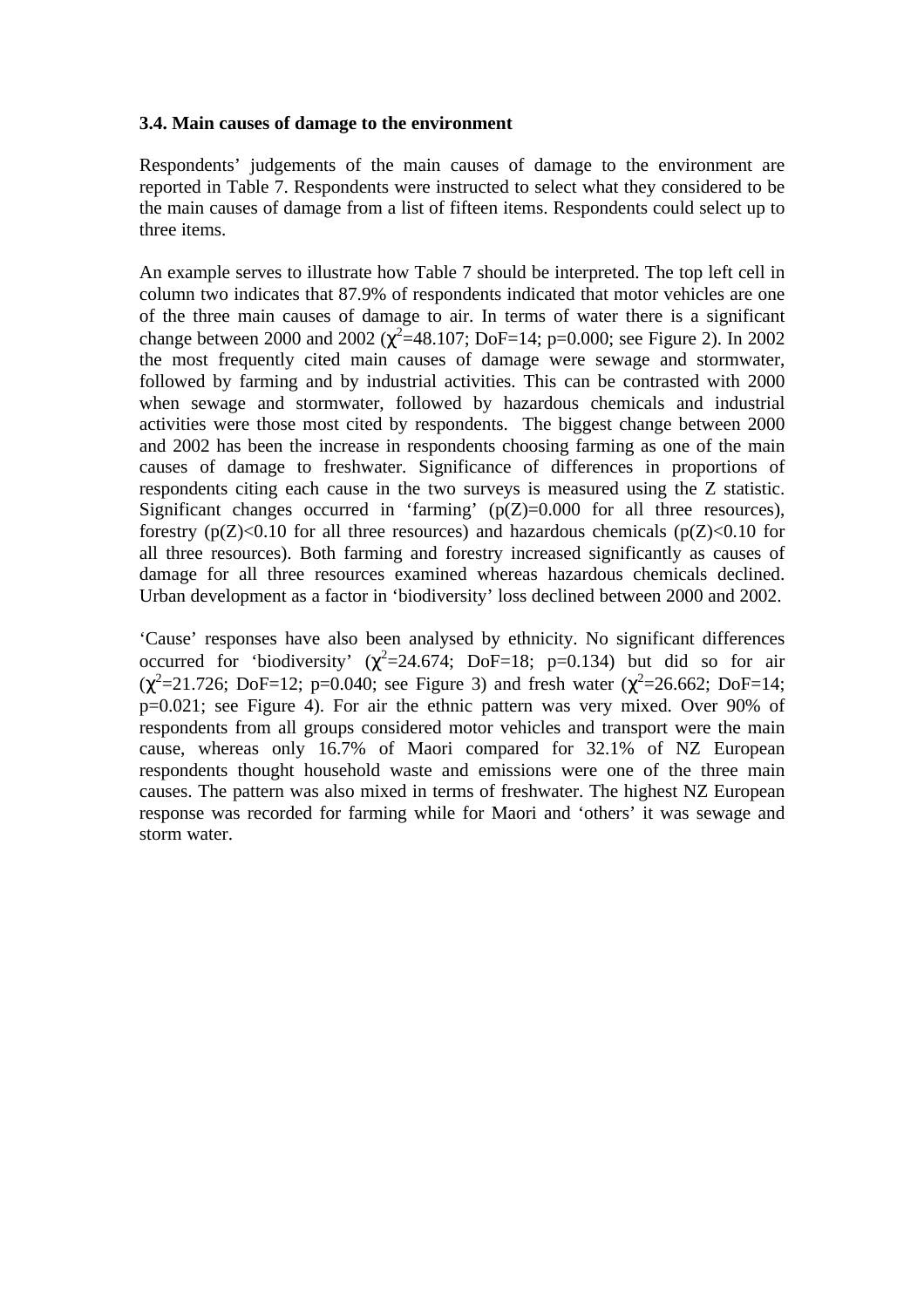### 3.4. Main causes of damage to the environment

Respondents' judgements of the main causes of damage to the environment are reported in Table 7. Respondents were instructed to select what they considered to be the main causes of damage from a list of fifteen items. Respondents could select up to three items.

An example serves to illustrate how Table 7 should be interpreted. The top left cell in column two indicates that 87.9% of respondents indicated that motor vehicles are one of the three main causes of damage to air. In terms of water there is a significant change between 2000 and 2002 ($\chi^2$=48.107; DoF=14; p=0.000; see Figure 2). In 2002 the most frequently cited main causes of damage were sewage and stormwater, followed by farming and by industrial activities. This can be contrasted with 2000 when sewage and stormwater, followed by hazardous chemicals and industrial activities were those most cited by respondents. The biggest change between 2000 and 2002 has been the increase in respondents choosing farming as one of the main causes of damage to freshwater. Significance of differences in proportions of respondents citing each cause in the two surveys is measured using the Z statistic. Significant changes occurred in 'farming' (p(Z)=0.000 for all three resources), forestry (p(Z)<0.10 for all three resources) and hazardous chemicals (p(Z)<0.10 for all three resources). Both farming and forestry increased significantly as causes of damage for all three resources examined whereas hazardous chemicals declined. Urban development as a factor in 'biodiversity' loss declined between 2000 and 2002.

'Cause' responses have also been analysed by ethnicity. No significant differences occurred for 'biodiversity' ($\chi^2$=24.674; DoF=18; p=0.134) but did so for air ($\chi^2$=21.726; DoF=12; p=0.040; see Figure 3) and fresh water ($\chi^2$=26.662; DoF=14; p=0.021; see Figure 4). For air the ethnic pattern was very mixed. Over 90% of respondents from all groups considered motor vehicles and transport were the main cause, whereas only 16.7% of Maori compared for 32.1% of NZ European respondents thought household waste and emissions were one of the three main causes. The pattern was also mixed in terms of freshwater. The highest NZ European response was recorded for farming while for Maori and 'others' it was sewage and storm water.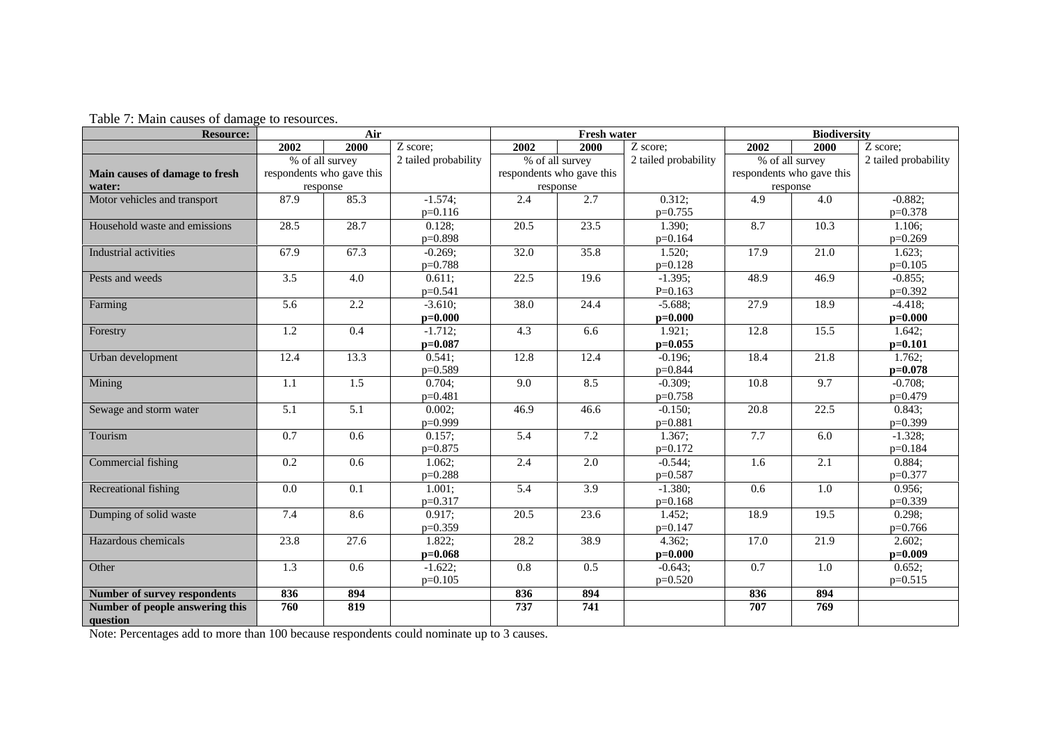Table 7: Main causes of damage to resources.

| **Resource:** | **Air** | | | **Fresh water** | | | **Biodiversity** | | |
|---|---|---|---|---|---|---|---|---|---|
| | **2002** | **2000** | Z score; | **2002** | **2000** | Z score; | **2002** | **2000** | Z score; |
| **Main causes of damage to fresh water:** | % of all survey respondents who gave this response | | 2 tailed probability | % of all survey respondents who gave this response | | 2 tailed probability | % of all survey respondents who gave this response | | 2 tailed probability |
| Motor vehicles and transport | 87.9 | 85.3 | -1.574; p=0.116 | 2.4 | 2.7 | 0.312; p=0.755 | 4.9 | 4.0 | -0.882; p=0.378 |
| Household waste and emissions | 28.5 | 28.7 | 0.128; p=0.898 | 20.5 | 23.5 | 1.390; p=0.164 | 8.7 | 10.3 | 1.106; p=0.269 |
| Industrial activities | 67.9 | 67.3 | -0.269; p=0.788 | 32.0 | 35.8 | 1.520; p=0.128 | 17.9 | 21.0 | 1.623; p=0.105 |
| Pests and weeds | 3.5 | 4.0 | 0.611; p=0.541 | 22.5 | 19.6 | -1.395; P=0.163 | 48.9 | 46.9 | -0.855; p=0.392 |
| Farming | 5.6 | 2.2 | -3.610; **p=0.000** | 38.0 | 24.4 | -5.688; **p=0.000** | 27.9 | 18.9 | -4.418; **p=0.000** |
| Forestry | 1.2 | 0.4 | -1.712; **p=0.087** | 4.3 | 6.6 | 1.921; **p=0.055** | 12.8 | 15.5 | 1.642; **p=0.101** |
| Urban development | 12.4 | 13.3 | 0.541; p=0.589 | 12.8 | 12.4 | -0.196; p=0.844 | 18.4 | 21.8 | 1.762; **p=0.078** |
| Mining | 1.1 | 1.5 | 0.704; p=0.481 | 9.0 | 8.5 | -0.309; p=0.758 | 10.8 | 9.7 | -0.708; p=0.479 |
| Sewage and storm water | 5.1 | 5.1 | 0.002; p=0.999 | 46.9 | 46.6 | -0.150; p=0.881 | 20.8 | 22.5 | 0.843; p=0.399 |
| Tourism | 0.7 | 0.6 | 0.157; p=0.875 | 5.4 | 7.2 | 1.367; p=0.172 | 7.7 | 6.0 | -1.328; p=0.184 |
| Commercial fishing | 0.2 | 0.6 | 1.062; p=0.288 | 2.4 | 2.0 | -0.544; p=0.587 | 1.6 | 2.1 | 0.884; p=0.377 |
| Recreational fishing | 0.0 | 0.1 | 1.001; p=0.317 | 5.4 | 3.9 | -1.380; p=0.168 | 0.6 | 1.0 | 0.956; p=0.339 |
| Dumping of solid waste | 7.4 | 8.6 | 0.917; p=0.359 | 20.5 | 23.6 | 1.452; p=0.147 | 18.9 | 19.5 | 0.298; p=0.766 |
| Hazardous chemicals | 23.8 | 27.6 | 1.822; **p=0.068** | 28.2 | 38.9 | 4.362; **p=0.000** | 17.0 | 21.9 | 2.602; **p=0.009** |
| Other | 1.3 | 0.6 | -1.622; p=0.105 | 0.8 | 0.5 | -0.643; p=0.520 | 0.7 | 1.0 | 0.652; p=0.515 |
| **Number of survey respondents** | **836** | **894** | | **836** | **894** | | **836** | **894** | |
| **Number of people answering this question** | **760** | **819** | | **737** | **741** | | **707** | **769** | |

Note: Percentages add to more than 100 because respondents could nominate up to 3 causes.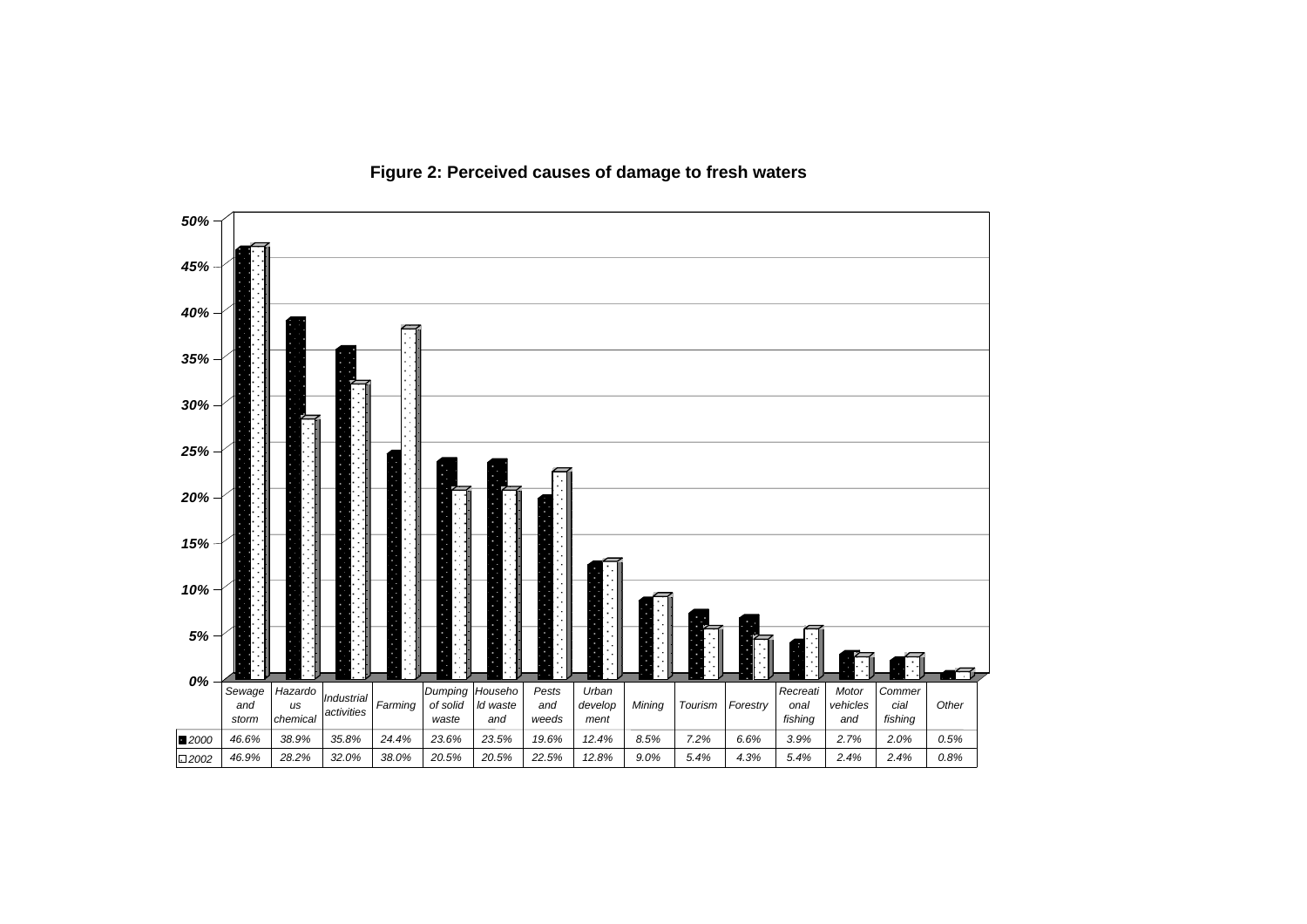**Figure 2: Perceived causes of damage to fresh waters**

| | Sewage and storm | Hazardous chemical | Industrial activities | Farming | Dumping of solid waste | Household waste and | Pests and weeds | Urban development | Mining | Tourism | Forestry | Recreational fishing | Motor vehicles and | Commercial fishing | Other |
|---|---|---|---|---|---|---|---|---|---|---|---|---|---|---|---|
| 2000 | 46.6% | 38.9% | 35.8% | 24.4% | 23.6% | 23.5% | 19.6% | 12.4% | 8.5% | 7.2% | 6.6% | 3.9% | 2.7% | 2.0% | 0.5% |
| 2002 | 46.9% | 28.2% | 32.0% | 38.0% | 20.5% | 20.5% | 22.5% | 12.8% | 9.0% | 5.4% | 4.3% | 5.4% | 2.4% | 2.4% | 0.8% |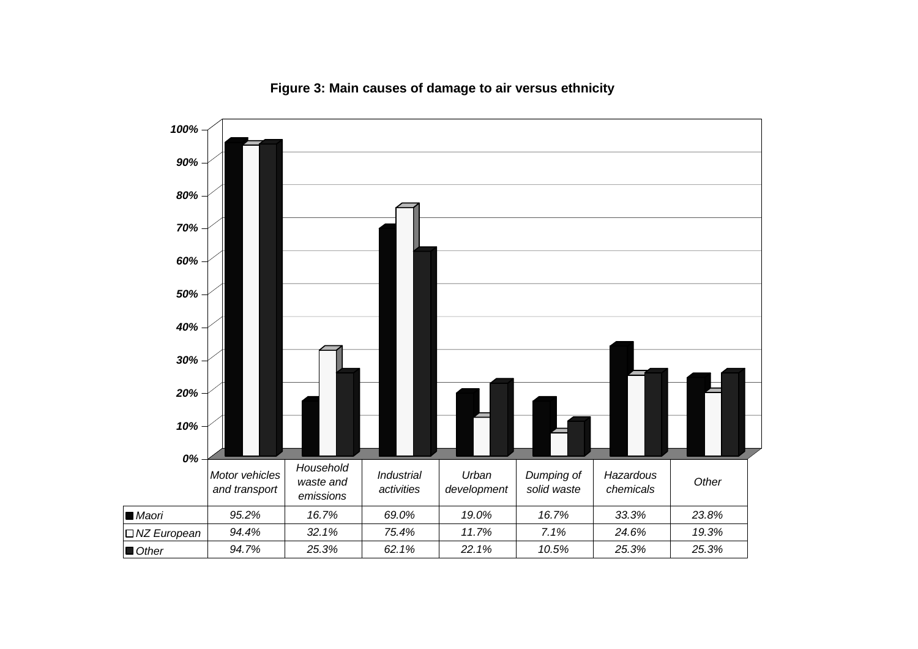**Figure 3: Main causes of damage to air versus ethnicity**

| | Motor vehicles and transport | Household waste and emissions | Industrial activities | Urban development | Dumping of solid waste | Hazardous chemicals | Other |
|---|---|---|---|---|---|---|---|
| Maori | 95.2% | 16.7% | 69.0% | 19.0% | 16.7% | 33.3% | 23.8% |
| NZ European | 94.4% | 32.1% | 75.4% | 11.7% | 7.1% | 24.6% | 19.3% |
| Other | 94.7% | 25.3% | 62.1% | 22.1% | 10.5% | 25.3% | 25.3% |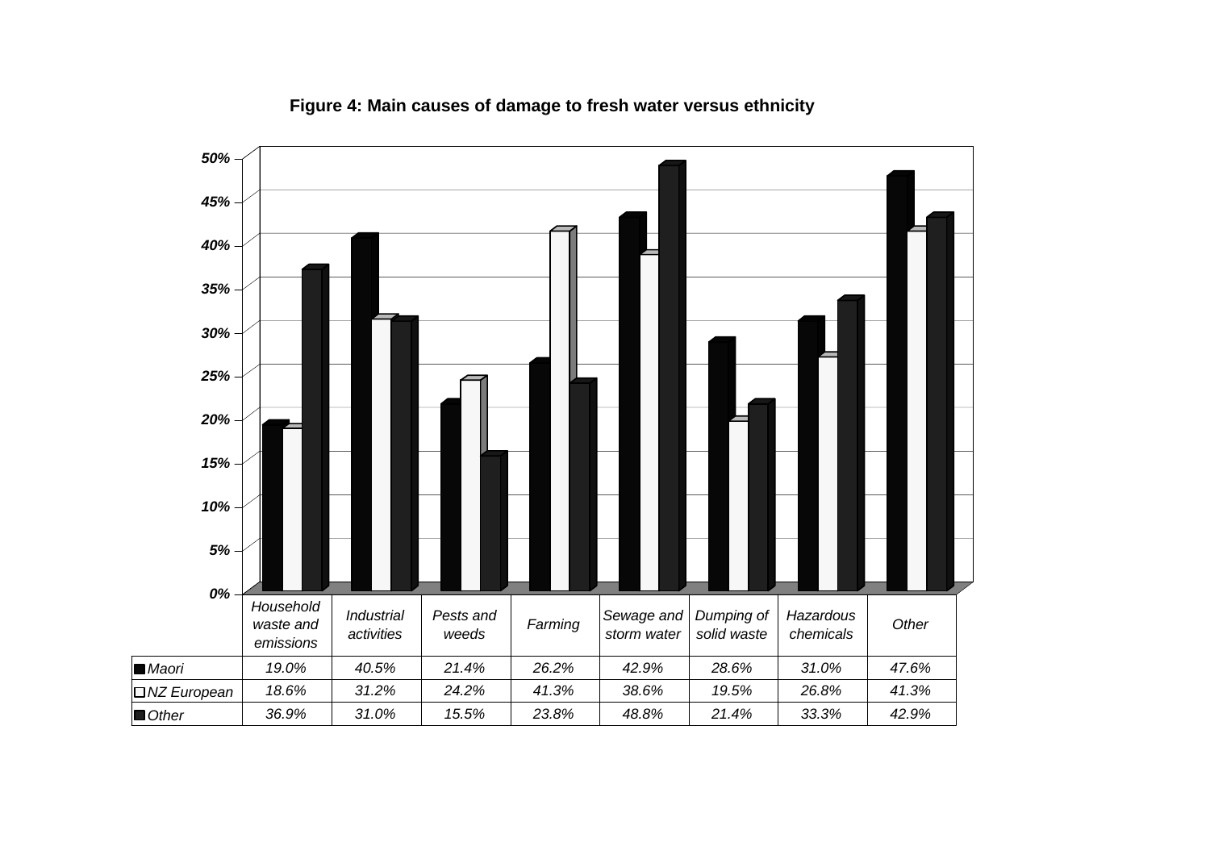**Figure 4: Main causes of damage to fresh water versus ethnicity**

| | Household waste and emissions | Industrial activities | Pests and weeds | Farming | Sewage and storm water | Dumping of solid waste | Hazardous chemicals | Other |
|---|---|---|---|---|---|---|---|---|
| Maori | 19.0% | 40.5% | 21.4% | 26.2% | 42.9% | 28.6% | 31.0% | 47.6% |
| NZ European | 18.6% | 31.2% | 24.2% | 41.3% | 38.6% | 19.5% | 26.8% | 41.3% |
| Other | 36.9% | 31.0% | 15.5% | 23.8% | 48.8% | 21.4% | 33.3% | 42.9% |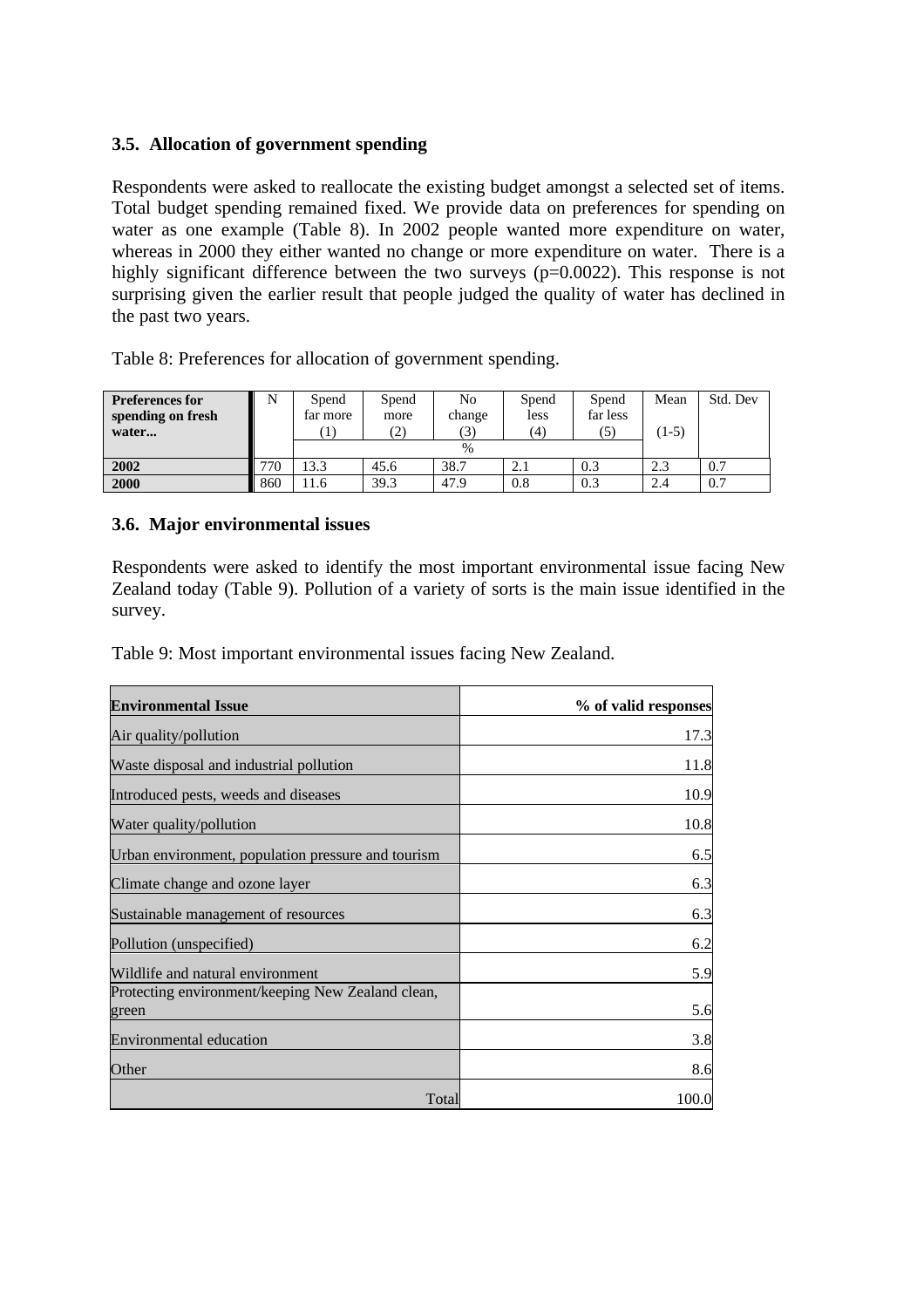### 3.5. Allocation of government spending

Respondents were asked to reallocate the existing budget amongst a selected set of items. Total budget spending remained fixed. We provide data on preferences for spending on water as one example (Table 8). In 2002 people wanted more expenditure on water, whereas in 2000 they either wanted no change or more expenditure on water. There is a highly significant difference between the two surveys (p=0.0022). This response is not surprising given the earlier result that people judged the quality of water has declined in the past two years.

Table 8: Preferences for allocation of government spending.

| Preferences for spending on fresh water... | N | Spend far more (1) | Spend more (2) | No change (3) | Spend less (4) | Spend far less (5) | Mean (1-5) | Std. Dev |
|---|---|---|---|---|---|---|---|---|
| | | % | | | | | | |
| **2002** | 770 | 13.3 | 45.6 | 38.7 | 2.1 | 0.3 | 2.3 | 0.7 |
| **2000** | 860 | 11.6 | 39.3 | 47.9 | 0.8 | 0.3 | 2.4 | 0.7 |

### 3.6. Major environmental issues

Respondents were asked to identify the most important environmental issue facing New Zealand today (Table 9). Pollution of a variety of sorts is the main issue identified in the survey.

Table 9: Most important environmental issues facing New Zealand.

| Environmental Issue | % of valid responses |
|---|---|
| Air quality/pollution | 17.3 |
| Waste disposal and industrial pollution | 11.8 |
| Introduced pests, weeds and diseases | 10.9 |
| Water quality/pollution | 10.8 |
| Urban environment, population pressure and tourism | 6.5 |
| Climate change and ozone layer | 6.3 |
| Sustainable management of resources | 6.3 |
| Pollution (unspecified) | 6.2 |
| Wildlife and natural environment | 5.9 |
| Protecting environment/keeping New Zealand clean, green | 5.6 |
| Environmental education | 3.8 |
| Other | 8.6 |
| Total | 100.0 |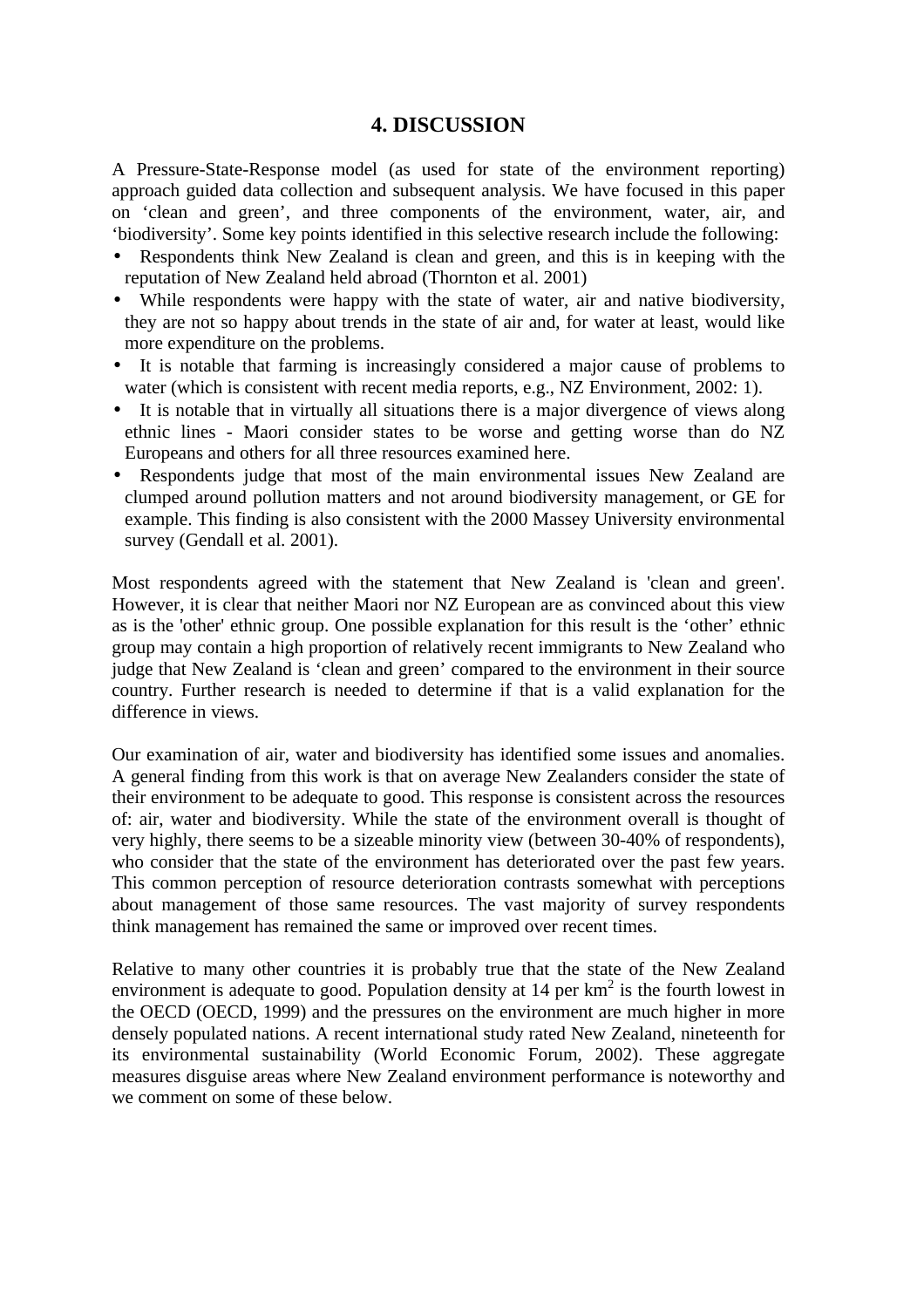## 4. DISCUSSION

A Pressure-State-Response model (as used for state of the environment reporting) approach guided data collection and subsequent analysis. We have focused in this paper on 'clean and green', and three components of the environment, water, air, and 'biodiversity'. Some key points identified in this selective research include the following:

- Respondents think New Zealand is clean and green, and this is in keeping with the reputation of New Zealand held abroad (Thornton et al. 2001)
- While respondents were happy with the state of water, air and native biodiversity, they are not so happy about trends in the state of air and, for water at least, would like more expenditure on the problems.
- It is notable that farming is increasingly considered a major cause of problems to water (which is consistent with recent media reports, e.g., NZ Environment, 2002: 1).
- It is notable that in virtually all situations there is a major divergence of views along ethnic lines - Maori consider states to be worse and getting worse than do NZ Europeans and others for all three resources examined here.
- Respondents judge that most of the main environmental issues New Zealand are clumped around pollution matters and not around biodiversity management, or GE for example. This finding is also consistent with the 2000 Massey University environmental survey (Gendall et al. 2001).

Most respondents agreed with the statement that New Zealand is 'clean and green'. However, it is clear that neither Maori nor NZ European are as convinced about this view as is the 'other' ethnic group. One possible explanation for this result is the 'other' ethnic group may contain a high proportion of relatively recent immigrants to New Zealand who judge that New Zealand is 'clean and green' compared to the environment in their source country. Further research is needed to determine if that is a valid explanation for the difference in views.

Our examination of air, water and biodiversity has identified some issues and anomalies. A general finding from this work is that on average New Zealanders consider the state of their environment to be adequate to good. This response is consistent across the resources of: air, water and biodiversity. While the state of the environment overall is thought of very highly, there seems to be a sizeable minority view (between 30-40% of respondents), who consider that the state of the environment has deteriorated over the past few years. This common perception of resource deterioration contrasts somewhat with perceptions about management of those same resources. The vast majority of survey respondents think management has remained the same or improved over recent times.

Relative to many other countries it is probably true that the state of the New Zealand environment is adequate to good. Population density at 14 per km$^2$ is the fourth lowest in the OECD (OECD, 1999) and the pressures on the environment are much higher in more densely populated nations. A recent international study rated New Zealand, nineteenth for its environmental sustainability (World Economic Forum, 2002). These aggregate measures disguise areas where New Zealand environment performance is noteworthy and we comment on some of these below.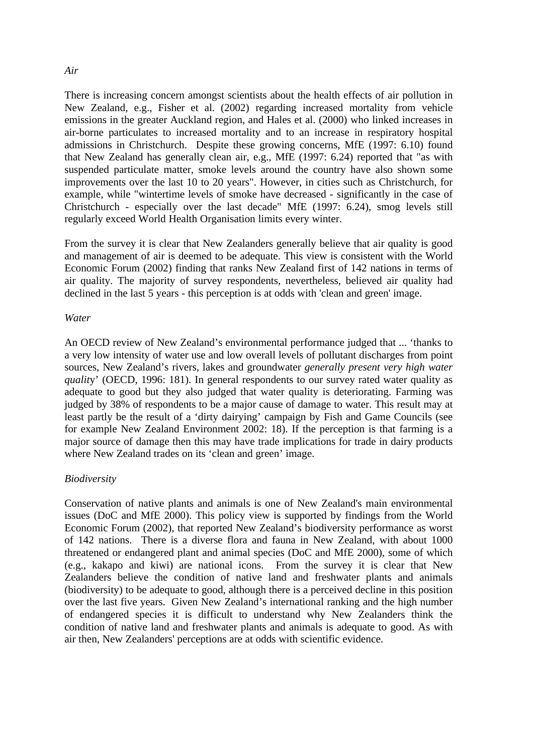*Air*

There is increasing concern amongst scientists about the health effects of air pollution in New Zealand, e.g., Fisher et al. (2002) regarding increased mortality from vehicle emissions in the greater Auckland region, and Hales et al. (2000) who linked increases in air-borne particulates to increased mortality and to an increase in respiratory hospital admissions in Christchurch. Despite these growing concerns, MfE (1997: 6.10) found that New Zealand has generally clean air, e.g., MfE (1997: 6.24) reported that "as with suspended particulate matter, smoke levels around the country have also shown some improvements over the last 10 to 20 years". However, in cities such as Christchurch, for example, while "wintertime levels of smoke have decreased - significantly in the case of Christchurch - especially over the last decade" MfE (1997: 6.24), smog levels still regularly exceed World Health Organisation limits every winter.

From the survey it is clear that New Zealanders generally believe that air quality is good and management of air is deemed to be adequate. This view is consistent with the World Economic Forum (2002) finding that ranks New Zealand first of 142 nations in terms of air quality. The majority of survey respondents, nevertheless, believed air quality had declined in the last 5 years - this perception is at odds with 'clean and green' image.

*Water*

An OECD review of New Zealand's environmental performance judged that ... 'thanks to a very low intensity of water use and low overall levels of pollutant discharges from point sources, New Zealand's rivers, lakes and groundwater *generally present very high water quality*' (OECD, 1996: 181). In general respondents to our survey rated water quality as adequate to good but they also judged that water quality is deteriorating. Farming was judged by 38% of respondents to be a major cause of damage to water. This result may at least partly be the result of a 'dirty dairying' campaign by Fish and Game Councils (see for example New Zealand Environment 2002: 18). If the perception is that farming is a major source of damage then this may have trade implications for trade in dairy products where New Zealand trades on its 'clean and green' image.

*Biodiversity*

Conservation of native plants and animals is one of New Zealand's main environmental issues (DoC and MfE 2000). This policy view is supported by findings from the World Economic Forum (2002), that reported New Zealand's biodiversity performance as worst of 142 nations. There is a diverse flora and fauna in New Zealand, with about 1000 threatened or endangered plant and animal species (DoC and MfE 2000), some of which (e.g., kakapo and kiwi) are national icons. From the survey it is clear that New Zealanders believe the condition of native land and freshwater plants and animals (biodiversity) to be adequate to good, although there is a perceived decline in this position over the last five years. Given New Zealand's international ranking and the high number of endangered species it is difficult to understand why New Zealanders think the condition of native land and freshwater plants and animals is adequate to good. As with air then, New Zealanders' perceptions are at odds with scientific evidence.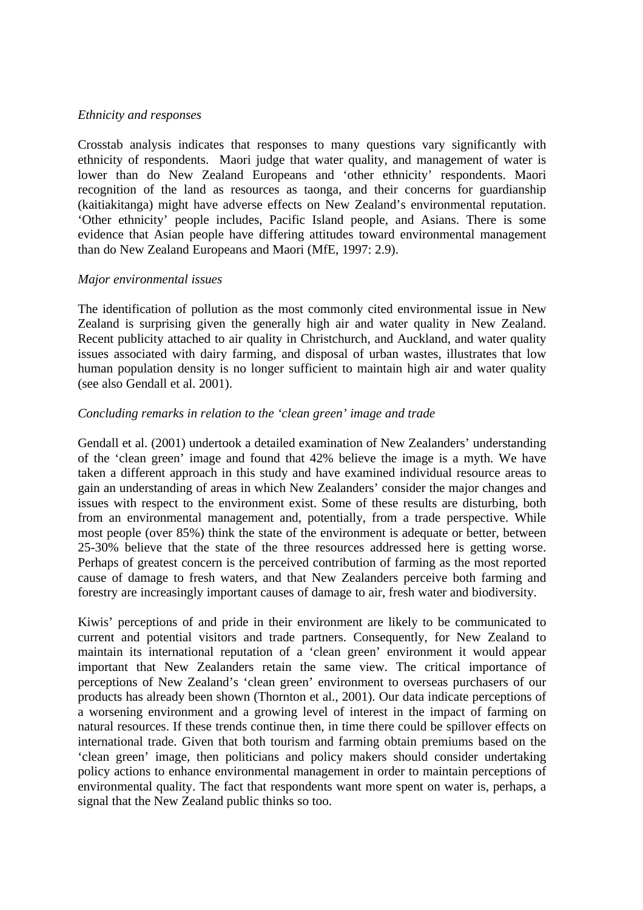*Ethnicity and responses*

Crosstab analysis indicates that responses to many questions vary significantly with ethnicity of respondents. Maori judge that water quality, and management of water is lower than do New Zealand Europeans and 'other ethnicity' respondents. Maori recognition of the land as resources as taonga, and their concerns for guardianship (kaitiakitanga) might have adverse effects on New Zealand's environmental reputation. 'Other ethnicity' people includes, Pacific Island people, and Asians. There is some evidence that Asian people have differing attitudes toward environmental management than do New Zealand Europeans and Maori (MfE, 1997: 2.9).

*Major environmental issues*

The identification of pollution as the most commonly cited environmental issue in New Zealand is surprising given the generally high air and water quality in New Zealand. Recent publicity attached to air quality in Christchurch, and Auckland, and water quality issues associated with dairy farming, and disposal of urban wastes, illustrates that low human population density is no longer sufficient to maintain high air and water quality (see also Gendall et al. 2001).

*Concluding remarks in relation to the 'clean green' image and trade*

Gendall et al. (2001) undertook a detailed examination of New Zealanders' understanding of the 'clean green' image and found that 42% believe the image is a myth. We have taken a different approach in this study and have examined individual resource areas to gain an understanding of areas in which New Zealanders' consider the major changes and issues with respect to the environment exist. Some of these results are disturbing, both from an environmental management and, potentially, from a trade perspective. While most people (over 85%) think the state of the environment is adequate or better, between 25-30% believe that the state of the three resources addressed here is getting worse. Perhaps of greatest concern is the perceived contribution of farming as the most reported cause of damage to fresh waters, and that New Zealanders perceive both farming and forestry are increasingly important causes of damage to air, fresh water and biodiversity.

Kiwis' perceptions of and pride in their environment are likely to be communicated to current and potential visitors and trade partners. Consequently, for New Zealand to maintain its international reputation of a 'clean green' environment it would appear important that New Zealanders retain the same view. The critical importance of perceptions of New Zealand's 'clean green' environment to overseas purchasers of our products has already been shown (Thornton et al., 2001). Our data indicate perceptions of a worsening environment and a growing level of interest in the impact of farming on natural resources. If these trends continue then, in time there could be spillover effects on international trade. Given that both tourism and farming obtain premiums based on the 'clean green' image, then politicians and policy makers should consider undertaking policy actions to enhance environmental management in order to maintain perceptions of environmental quality. The fact that respondents want more spent on water is, perhaps, a signal that the New Zealand public thinks so too.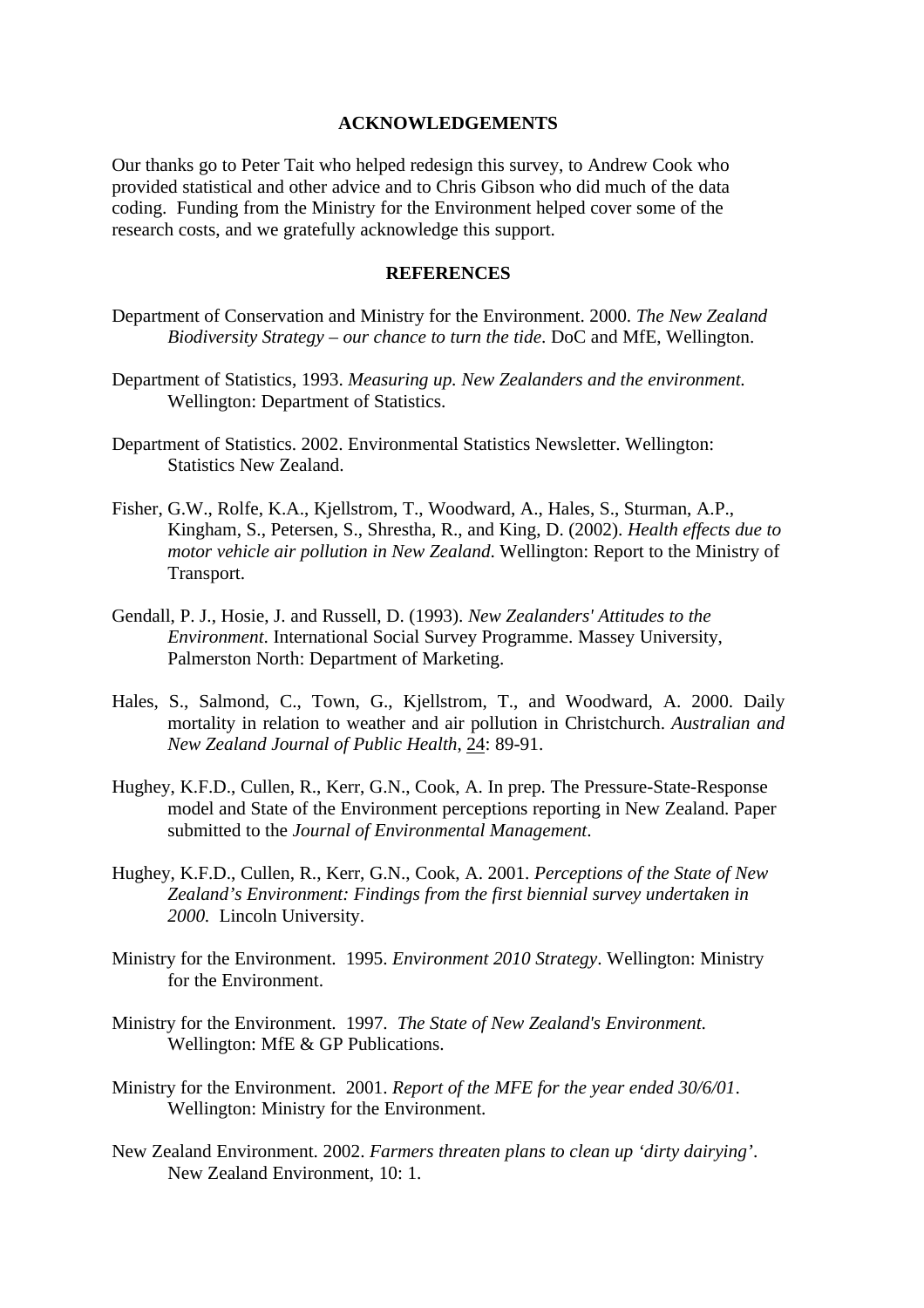## ACKNOWLEDGEMENTS

Our thanks go to Peter Tait who helped redesign this survey, to Andrew Cook who provided statistical and other advice and to Chris Gibson who did much of the data coding. Funding from the Ministry for the Environment helped cover some of the research costs, and we gratefully acknowledge this support.

## REFERENCES

Department of Conservation and Ministry for the Environment. 2000. *The New Zealand Biodiversity Strategy – our chance to turn the tide*. DoC and MfE, Wellington.

Department of Statistics, 1993. *Measuring up. New Zealanders and the environment.* Wellington: Department of Statistics.

Department of Statistics. 2002. Environmental Statistics Newsletter. Wellington: Statistics New Zealand.

Fisher, G.W., Rolfe, K.A., Kjellstrom, T., Woodward, A., Hales, S., Sturman, A.P., Kingham, S., Petersen, S., Shrestha, R., and King, D. (2002). *Health effects due to motor vehicle air pollution in New Zealand*. Wellington: Report to the Ministry of Transport.

Gendall, P. J., Hosie, J. and Russell, D. (1993). *New Zealanders' Attitudes to the Environment*. International Social Survey Programme. Massey University, Palmerston North: Department of Marketing.

Hales, S., Salmond, C., Town, G., Kjellstrom, T., and Woodward, A. 2000. Daily mortality in relation to weather and air pollution in Christchurch. *Australian and New Zealand Journal of Public Health*, 24: 89-91.

Hughey, K.F.D., Cullen, R., Kerr, G.N., Cook, A. In prep. The Pressure-State-Response model and State of the Environment perceptions reporting in New Zealand. Paper submitted to the *Journal of Environmental Management*.

Hughey, K.F.D., Cullen, R., Kerr, G.N., Cook, A. 2001. *Perceptions of the State of New Zealand's Environment: Findings from the first biennial survey undertaken in 2000.* Lincoln University.

Ministry for the Environment. 1995. *Environment 2010 Strategy*. Wellington: Ministry for the Environment.

Ministry for the Environment. 1997. *The State of New Zealand's Environment*. Wellington: MfE & GP Publications.

Ministry for the Environment. 2001. *Report of the MFE for the year ended 30/6/01*. Wellington: Ministry for the Environment.

New Zealand Environment. 2002. *Farmers threaten plans to clean up 'dirty dairying'*. New Zealand Environment, 10: 1.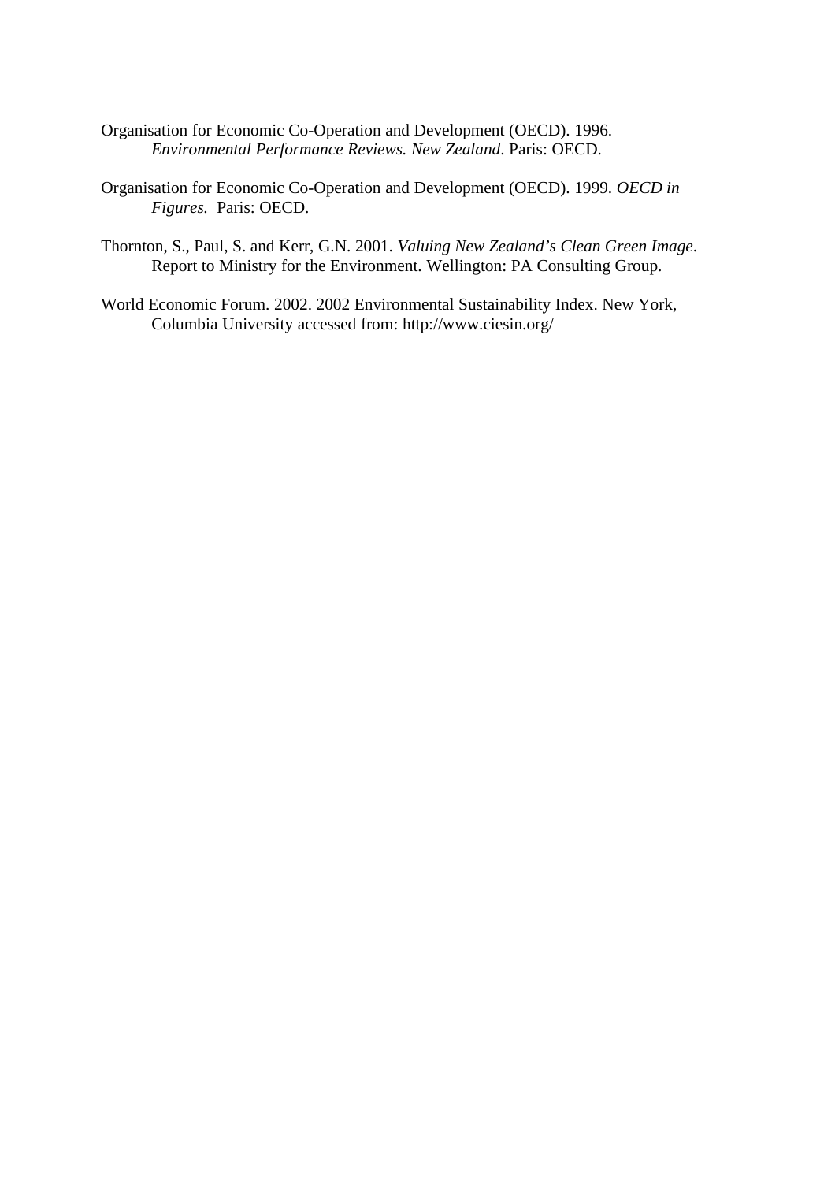Organisation for Economic Co-Operation and Development (OECD). 1996. *Environmental Performance Reviews. New Zealand*. Paris: OECD.

Organisation for Economic Co-Operation and Development (OECD). 1999. *OECD in Figures.* Paris: OECD.

Thornton, S., Paul, S. and Kerr, G.N. 2001. *Valuing New Zealand's Clean Green Image*. Report to Ministry for the Environment. Wellington: PA Consulting Group.

World Economic Forum. 2002. 2002 Environmental Sustainability Index. New York, Columbia University accessed from: http://www.ciesin.org/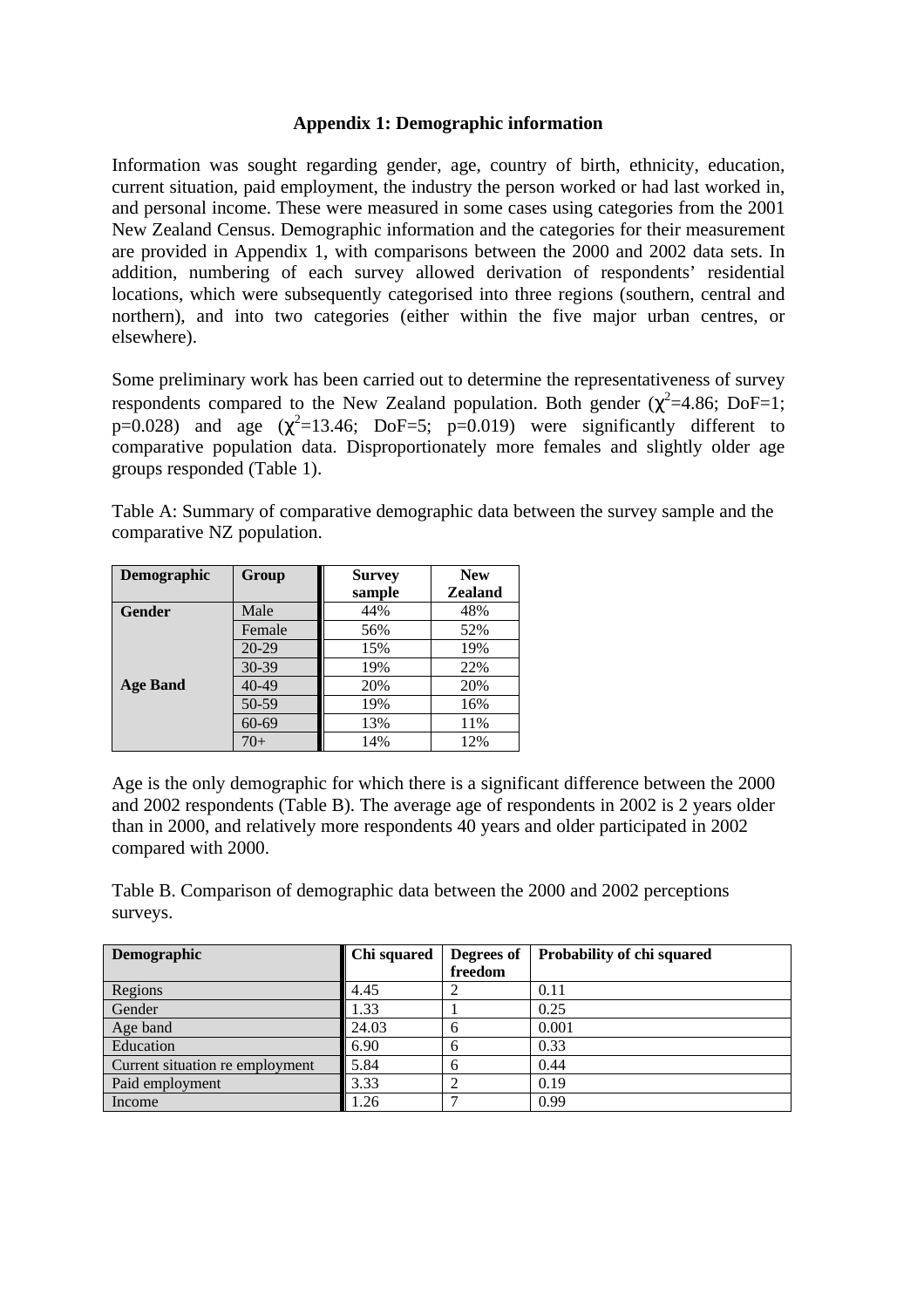# Appendix 1: Demographic information

Information was sought regarding gender, age, country of birth, ethnicity, education, current situation, paid employment, the industry the person worked or had last worked in, and personal income. These were measured in some cases using categories from the 2001 New Zealand Census. Demographic information and the categories for their measurement are provided in Appendix 1, with comparisons between the 2000 and 2002 data sets. In addition, numbering of each survey allowed derivation of respondents' residential locations, which were subsequently categorised into three regions (southern, central and northern), and into two categories (either within the five major urban centres, or elsewhere).

Some preliminary work has been carried out to determine the representativeness of survey respondents compared to the New Zealand population. Both gender ($\chi^2$=4.86; DoF=1; p=0.028) and age ($\chi^2$=13.46; DoF=5; p=0.019) were significantly different to comparative population data. Disproportionately more females and slightly older age groups responded (Table 1).

Table A: Summary of comparative demographic data between the survey sample and the comparative NZ population.

| Demographic | Group | Survey sample | New Zealand |
|---|---|---|---|
| **Gender** | Male | 44% | 48% |
| | Female | 56% | 52% |
| **Age Band** | 20-29 | 15% | 19% |
| | 30-39 | 19% | 22% |
| | 40-49 | 20% | 20% |
| | 50-59 | 19% | 16% |
| | 60-69 | 13% | 11% |
| | 70+ | 14% | 12% |

Age is the only demographic for which there is a significant difference between the 2000 and 2002 respondents (Table B). The average age of respondents in 2002 is 2 years older than in 2000, and relatively more respondents 40 years and older participated in 2002 compared with 2000.

Table B. Comparison of demographic data between the 2000 and 2002 perceptions surveys.

| Demographic | Chi squared | Degrees of freedom | Probability of chi squared |
|---|---|---|---|
| Regions | 4.45 | 2 | 0.11 |
| Gender | 1.33 | 1 | 0.25 |
| Age band | 24.03 | 6 | 0.001 |
| Education | 6.90 | 6 | 0.33 |
| Current situation re employment | 5.84 | 6 | 0.44 |
| Paid employment | 3.33 | 2 | 0.19 |
| Income | 1.26 | 7 | 0.99 |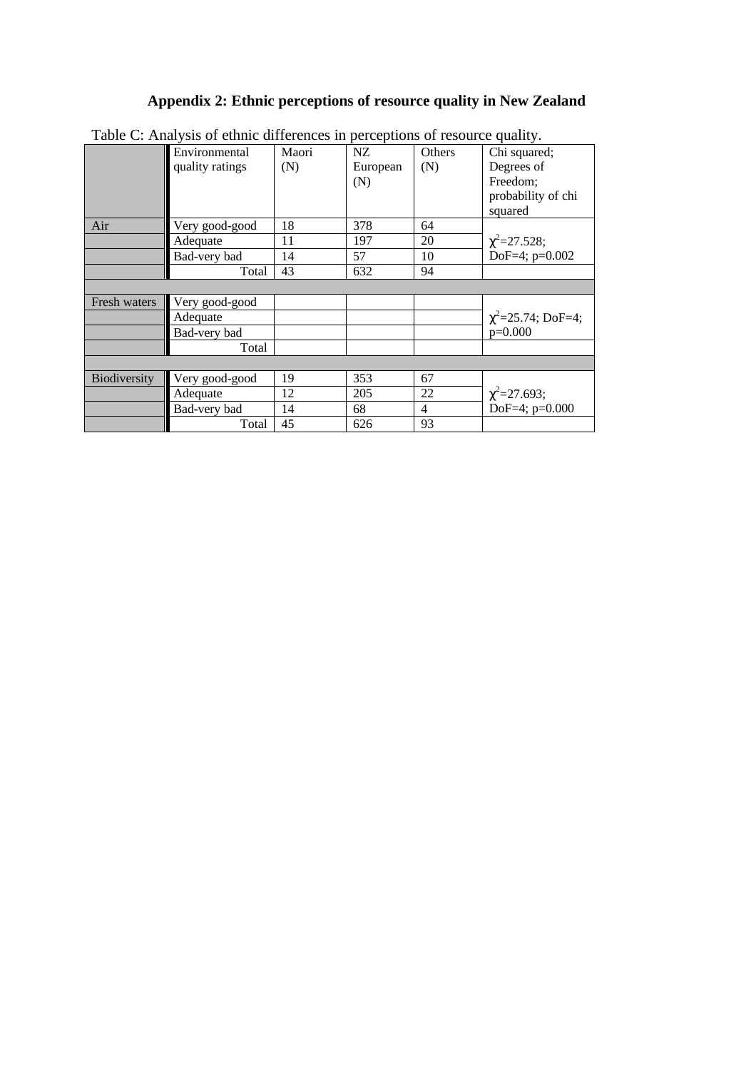# Appendix 2: Ethnic perceptions of resource quality in New Zealand

Table C: Analysis of ethnic differences in perceptions of resource quality.

| | Environmental quality ratings | Maori (N) | NZ European (N) | Others (N) | Chi squared; Degrees of Freedom; probability of chi squared |
|---|---|---|---|---|---|
| Air | Very good-good | 18 | 378 | 64 | $\chi^2$=27.528; DoF=4; p=0.002 |
| | Adequate | 11 | 197 | 20 | |
| | Bad-very bad | 14 | 57 | 10 | |
| | Total | 43 | 632 | 94 | |
| | | | | | |
| Fresh waters | Very good-good | | | | $\chi^2$=25.74; DoF=4; p=0.000 |
| | Adequate | | | | |
| | Bad-very bad | | | | |
| | Total | | | | |
| | | | | | |
| Biodiversity | Very good-good | 19 | 353 | 67 | $\chi^2$=27.693; DoF=4; p=0.000 |
| | Adequate | 12 | 205 | 22 | |
| | Bad-very bad | 14 | 68 | 4 | |
| | Total | 45 | 626 | 93 | |